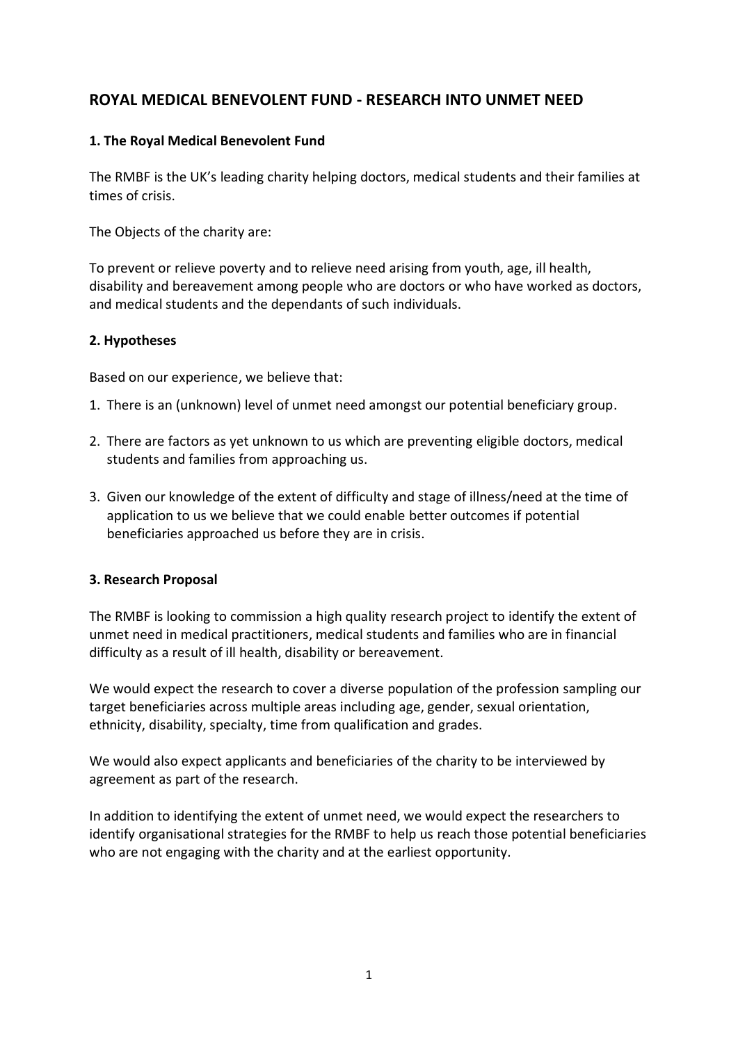# ROYAL MEDICAL BENEVOLENT FUND - RESEARCH INTO UNMET NEED

## 1. The Royal Medical Benevolent Fund

The RMBF is the UK's leading charity helping doctors, medical students and their families at times of crisis.

The Objects of the charity are:

To prevent or relieve poverty and to relieve need arising from youth, age, ill health, disability and bereavement among people who are doctors or who have worked as doctors, and medical students and the dependants of such individuals.

## 2. Hypotheses

Based on our experience, we believe that:

1. There is an (unknown) level of unmet need amongst our potential beneficiary group.
2. There are factors as yet unknown to us which are preventing eligible doctors, medical students and families from approaching us.
3. Given our knowledge of the extent of difficulty and stage of illness/need at the time of application to us we believe that we could enable better outcomes if potential beneficiaries approached us before they are in crisis.

## 3. Research Proposal

The RMBF is looking to commission a high quality research project to identify the extent of unmet need in medical practitioners, medical students and families who are in financial difficulty as a result of ill health, disability or bereavement.

We would expect the research to cover a diverse population of the profession sampling our target beneficiaries across multiple areas including age, gender, sexual orientation, ethnicity, disability, specialty, time from qualification and grades.

We would also expect applicants and beneficiaries of the charity to be interviewed by agreement as part of the research.

In addition to identifying the extent of unmet need, we would expect the researchers to identify organisational strategies for the RMBF to help us reach those potential beneficiaries who are not engaging with the charity and at the earliest opportunity.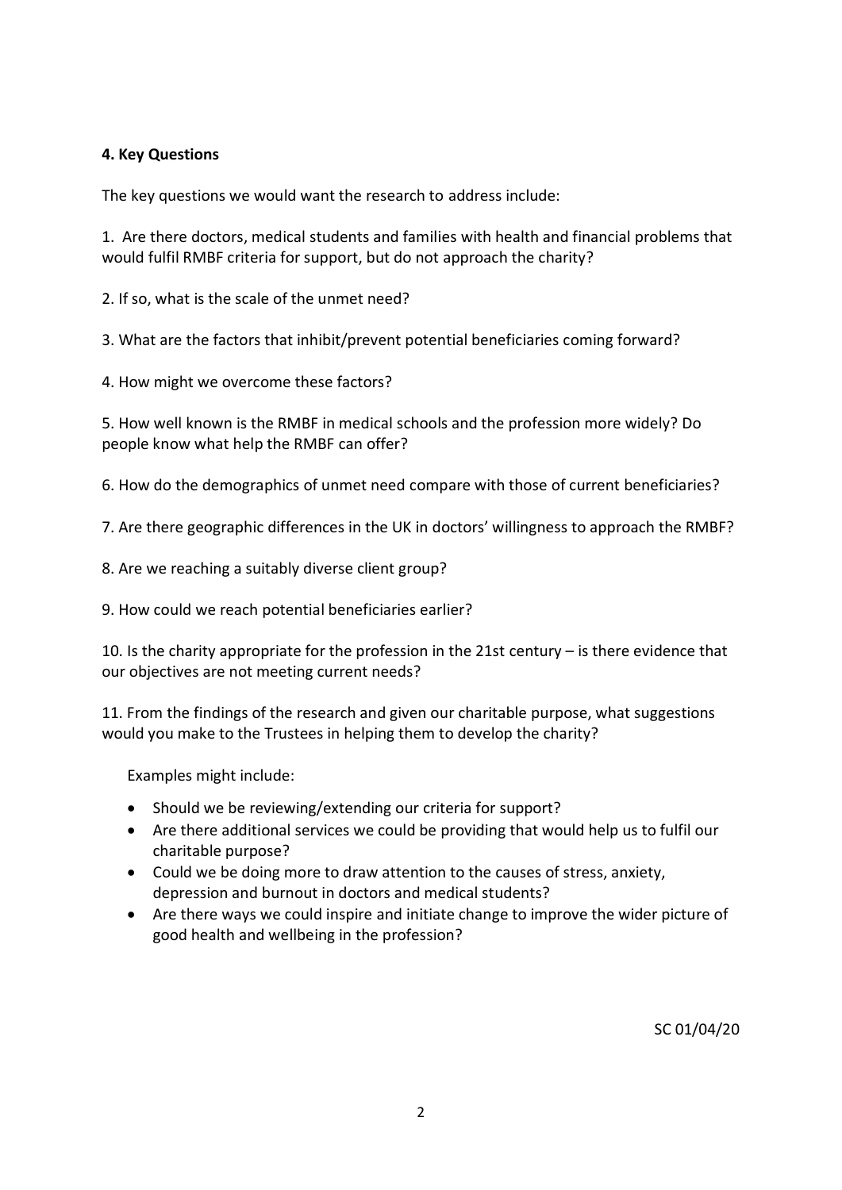**4. Key Questions**

The key questions we would want the research to address include:

1. Are there doctors, medical students and families with health and financial problems that would fulfil RMBF criteria for support, but do not approach the charity?

2. If so, what is the scale of the unmet need?

3. What are the factors that inhibit/prevent potential beneficiaries coming forward?

4. How might we overcome these factors?

5. How well known is the RMBF in medical schools and the profession more widely? Do people know what help the RMBF can offer?

6. How do the demographics of unmet need compare with those of current beneficiaries?

7. Are there geographic differences in the UK in doctors' willingness to approach the RMBF?

8. Are we reaching a suitably diverse client group?

9. How could we reach potential beneficiaries earlier?

10. Is the charity appropriate for the profession in the 21st century – is there evidence that our objectives are not meeting current needs?

11. From the findings of the research and given our charitable purpose, what suggestions would you make to the Trustees in helping them to develop the charity?

    Examples might include:

    - Should we be reviewing/extending our criteria for support?
    - Are there additional services we could be providing that would help us to fulfil our charitable purpose?
    - Could we be doing more to draw attention to the causes of stress, anxiety, depression and burnout in doctors and medical students?
    - Are there ways we could inspire and initiate change to improve the wider picture of good health and wellbeing in the profession?

SC 01/04/20